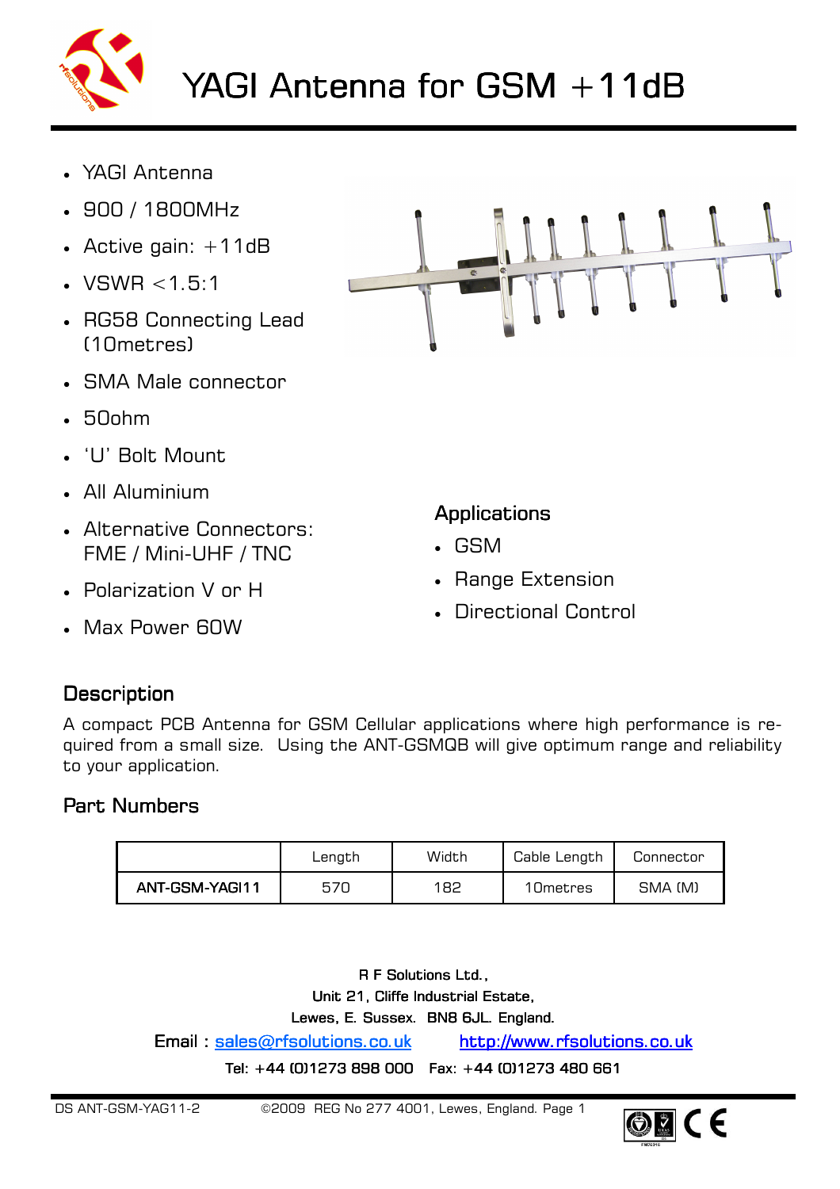# YAGI Antenna for GSM +11dB

- YAGI Antenna
- 900 / 1800MHz
- Active gain: +11dB
- VSWR <1.5:1
- RG58 Connecting Lead (10metres)
- SMA Male connector
- 50ohm
- ‘U’ Bolt Mount
- All Aluminium
- Alternative Connectors: FME / Mini-UHF / TNC
- Polarization V or H
- Max Power 60W

### Applications

- GSM
- Range Extension
- Directional Control

### Description

A compact PCB Antenna for GSM Cellular applications where high performance is required from a small size. Using the ANT-GSMQB will give optimum range and reliability to your application.

### Part Numbers

| | Length | Width | Cable Length | Connector |
|---|---|---|---|---|
| ANT-GSM-YAGI11 | 570 | 182 | 10metres | SMA (M) |

R F Solutions Ltd.,
Unit 21, Cliffe Industrial Estate,
Lewes, E. Sussex. BN8 6JL. England.
Email : sales@rfsolutions.co.uk http://www.rfsolutions.co.uk
Tel: +44 (0)1273 898 000 Fax: +44 (0)1273 480 661

DS ANT-GSM-YAG11-2 ©2009 REG No 277 4001, Lewes, England.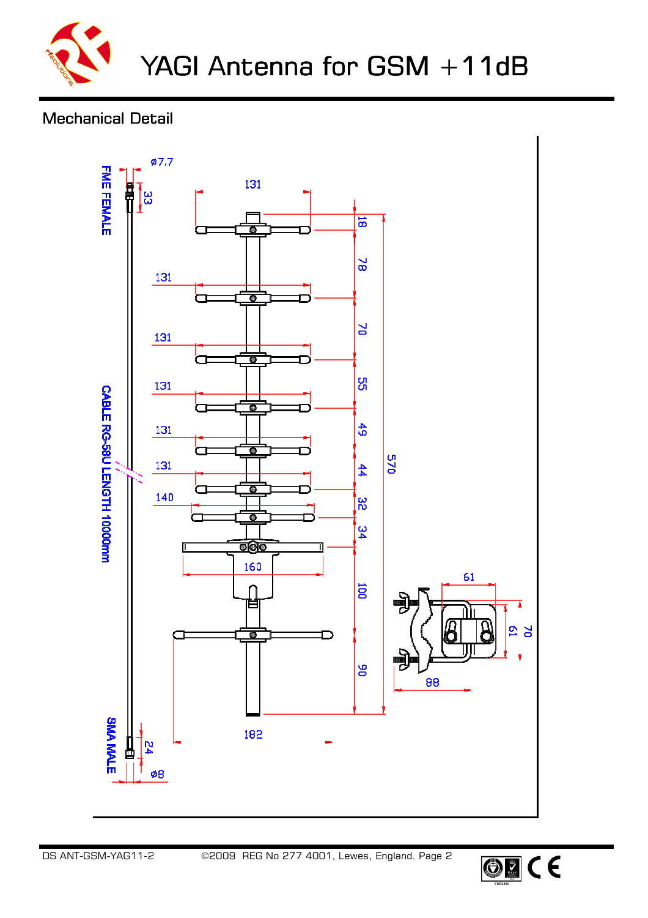# YAGI Antenna for GSM +11dB

## Mechanical Detail

FME FEMALE

ø7.7

33

131

18

78

131

70

131

55

131

49

131

44

131

32

140

34

570

CABLE RG-58U LENGTH 10000mm

160

100

61

61

70

90

88

182

SMA MALE

24

ø8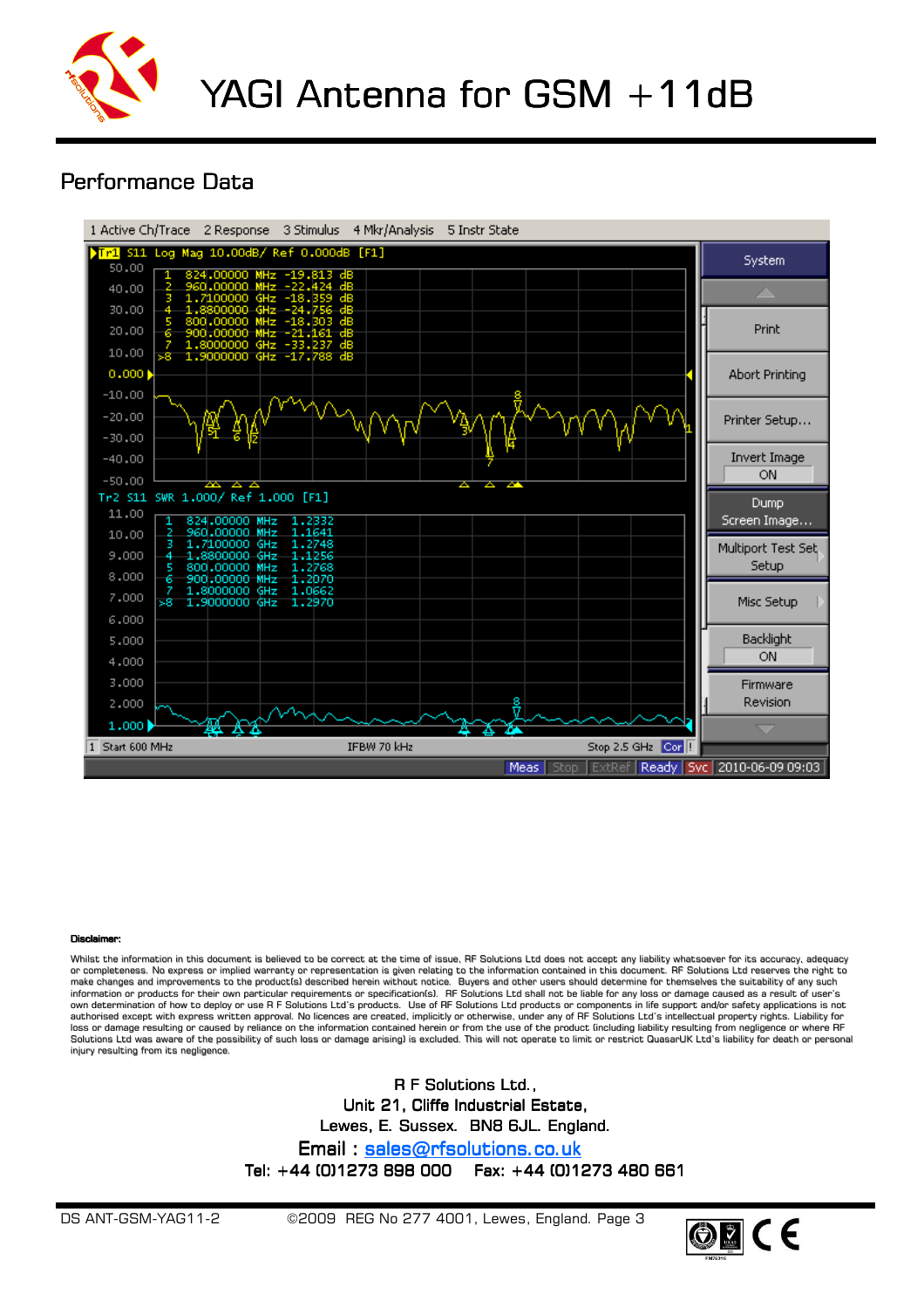## Performance Data

**Tr1 S11 Log Mag 10.00dB/ Ref 0.000dB [F1]**

| Marker | Frequency | S11 |
|---|---|---|
| 1 | 824.00000 MHz | -19.813 dB |
| 2 | 960.00000 MHz | -22.424 dB |
| 3 | 1.7100000 GHz | -18.359 dB |
| 4 | 1.8800000 GHz | -24.756 dB |
| 5 | 800.00000 MHz | -18.303 dB |
| 6 | 900.00000 MHz | -21.161 dB |
| 7 | 1.8000000 GHz | -33.237 dB |
| >8 | 1.9000000 GHz | -17.788 dB |

**Tr2 S11 SWR 1.000/ Ref 1.000 [F1]**

| Marker | Frequency | SWR |
|---|---|---|
| 1 | 824.00000 MHz | 1.2332 |
| 2 | 960.00000 MHz | 1.1641 |
| 3 | 1.7100000 GHz | 1.2748 |
| 4 | 1.8800000 GHz | 1.1256 |
| 5 | 800.00000 MHz | 1.2768 |
| 6 | 900.00000 MHz | 1.2070 |
| 7 | 1.8000000 GHz | 1.0662 |
| >8 | 1.9000000 GHz | 1.2970 |

Start 600 MHz IFBW 70 kHz Stop 2.5 GHz

2010-06-09 09:03

**Disclaimer:**

Whilst the information in this document is believed to be correct at the time of issue, RF Solutions Ltd does not accept any liability whatsoever for its accuracy, adequacy or completeness. No express or implied warranty or representation is given relating to the information contained in this document. RF Solutions Ltd reserves the right to make changes and improvements to the product(s) described herein without notice. Buyers and other users should determine for themselves the suitability of any such information or products for their own particular requirements or specification(s). RF Solutions Ltd shall not be liable for any loss or damage caused as a result of user's own determination of how to deploy or use R F Solutions Ltd's products. Use of RF Solutions Ltd products or components in life support and/or safety applications is not authorised except with express written approval. No licences are created, implicitly or otherwise, under any of RF Solutions Ltd's intellectual property rights. Liability for loss or damage resulting or caused by reliance on the information contained herein or from the use of the product (including liability resulting from negligence or where RF Solutions Ltd was aware of the possibility of such loss or damage arising) is excluded. This will not operate to limit or restrict QuasarUK Ltd's liability for death or personal injury resulting from its negligence.

R F Solutions Ltd.,
Unit 21, Cliffe Industrial Estate,
Lewes, E. Sussex. BN8 6JL. England.
Email : sales@rfsolutions.co.uk
Tel: +44 (0)1273 898 000 Fax: +44 (0)1273 480 661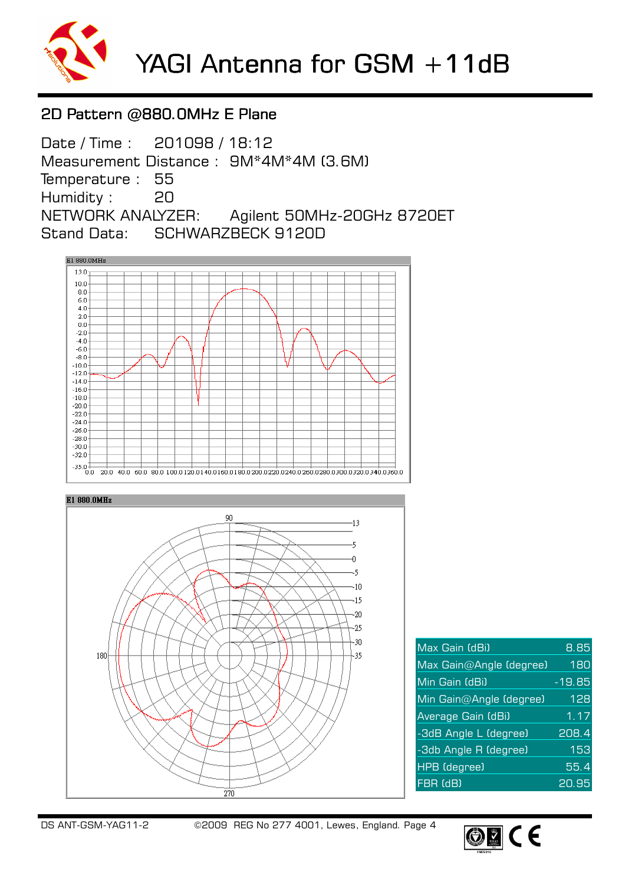# YAGI Antenna for GSM +11dB

## 2D Pattern @880.0MHz E Plane

Date / Time : 201098 / 18:12
Measurement Distance : 9M*4M*4M (3.6M)
Temperature : 55
Humidity : 20
NETWORK ANALYZER: Agilent 50MHz-20GHz 8720ET
Stand Data: SCHWARZBECK 9120D

| Parameter | Value |
|---|---|
| Max Gain (dBi) | 8.85 |
| Max Gain@Angle (degree) | 180 |
| Min Gain (dBi) | -19.85 |
| Min Gain@Angle (degree) | 128 |
| Average Gain (dBi) | 1.17 |
| -3dB Angle L (degree) | 208.4 |
| -3db Angle R (degree) | 153 |
| HPB (degree) | 55.4 |
| FBR (dB) | 20.95 |

DS ANT-GSM-YAG11-2 ©2009 REG No 277 4001, Lewes, England.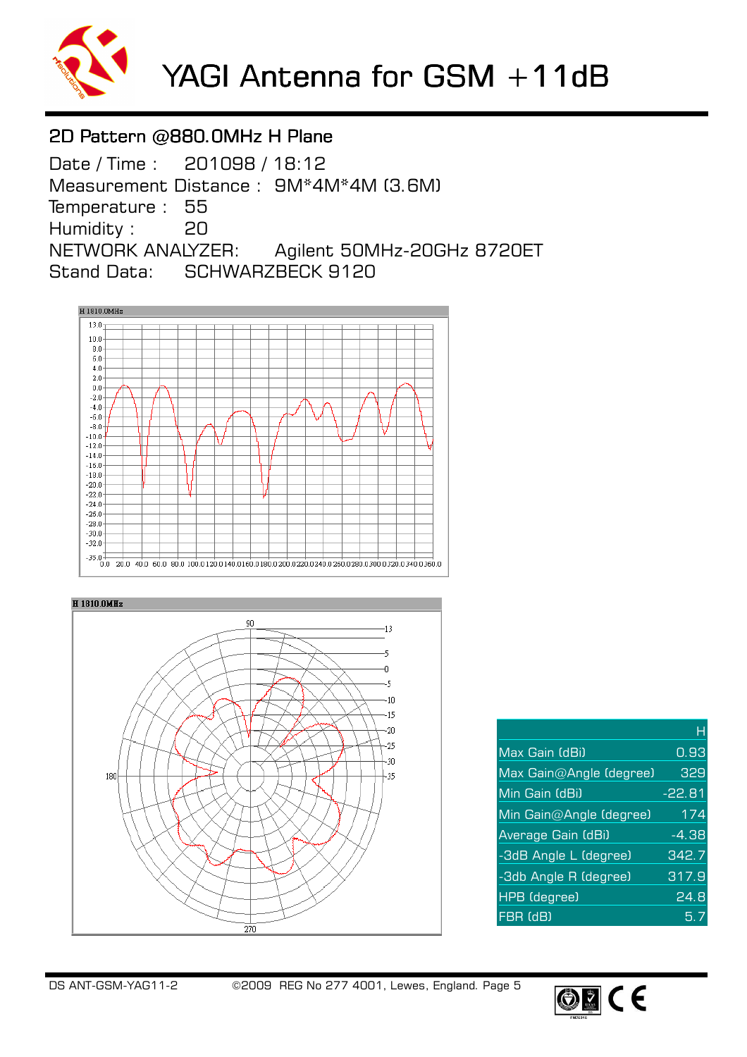# YAGI Antenna for GSM +11dB

## 2D Pattern @880.0MHz H Plane

Date / Time : 201098 / 18:12

Measurement Distance : 9M*4M*4M (3.6M)

Temperature : 55

Humidity : 20

NETWORK ANALYZER: Agilent 50MHz-20GHz 8720ET

Stand Data: SCHWARZBECK 9120

H 1810.0MHz

13.0
10.0
8.0
6.0
4.0
2.0
0.0
-2.0
-4.0
-6.0
-8.0
-10.0
-12.0
-14.0
-16.0
-18.0
-20.0
-22.0
-24.0
-26.0
-28.0
-30.0
-32.0
-35.0

0.0 20.0 40.0 60.0 80.0 100.0 120.0 140.0 160.0 180.0 200.0 220.0 240.0 260.0 280.0 300.0 320.0 340.0 360.0

H 1810.0MHz

90
180
270
13
5
0
-5
-10
-15
-20
-25
-30
-35

| | H |
|---|---|
| Max Gain (dBi) | 0.93 |
| Max Gain@Angle (degree) | 329 |
| Min Gain (dBi) | -22.81 |
| Min Gain@Angle (degree) | 174 |
| Average Gain (dBi) | -4.38 |
| -3dB Angle L (degree) | 342.7 |
| -3db Angle R (degree) | 317.9 |
| HPB (degree) | 24.8 |
| FBR (dB) | 5.7 |

DS ANT-GSM-YAG11-2 ©2009 REG No 277 4001, Lewes, England.